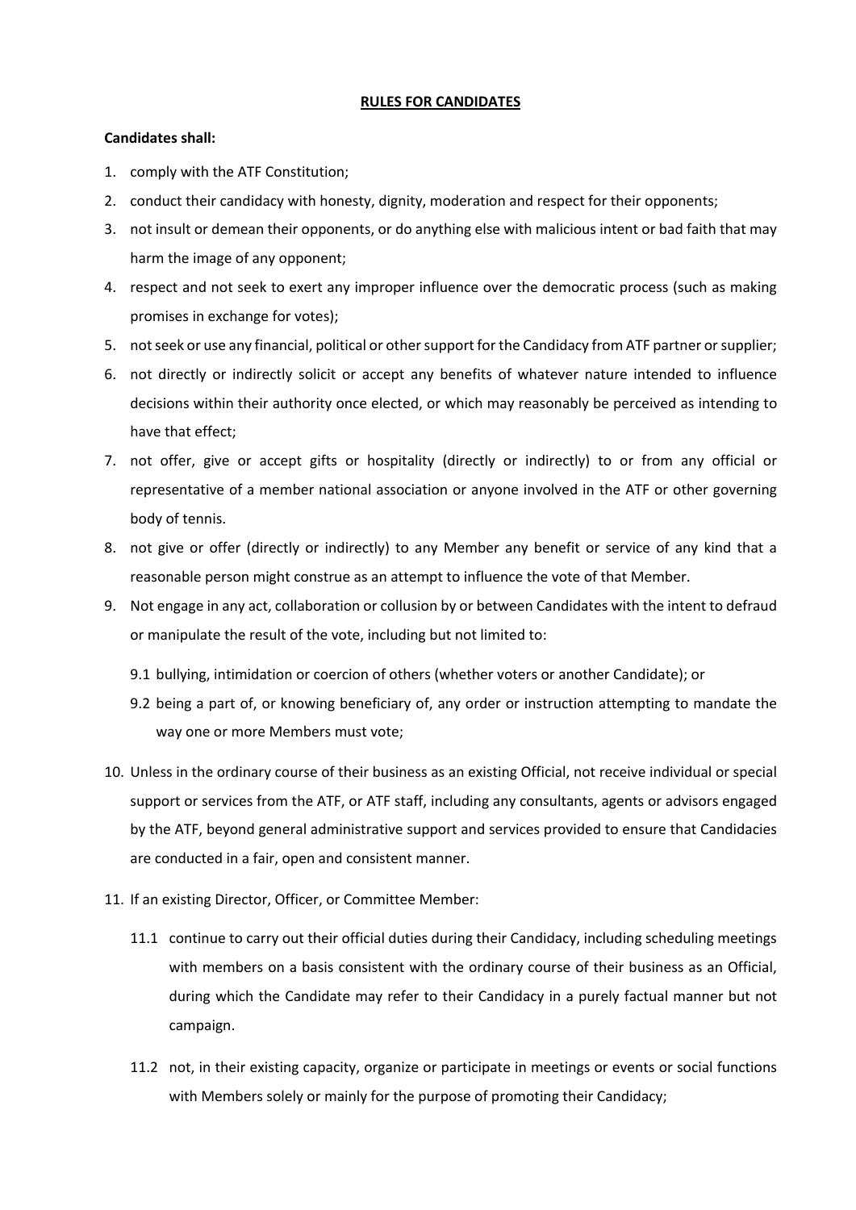**RULES FOR CANDIDATES**

**Candidates shall:**

1. comply with the ATF Constitution;
2. conduct their candidacy with honesty, dignity, moderation and respect for their opponents;
3. not insult or demean their opponents, or do anything else with malicious intent or bad faith that may harm the image of any opponent;
4. respect and not seek to exert any improper influence over the democratic process (such as making promises in exchange for votes);
5. not seek or use any financial, political or other support for the Candidacy from ATF partner or supplier;
6. not directly or indirectly solicit or accept any benefits of whatever nature intended to influence decisions within their authority once elected, or which may reasonably be perceived as intending to have that effect;
7. not offer, give or accept gifts or hospitality (directly or indirectly) to or from any official or representative of a member national association or anyone involved in the ATF or other governing body of tennis.
8. not give or offer (directly or indirectly) to any Member any benefit or service of any kind that a reasonable person might construe as an attempt to influence the vote of that Member.
9. Not engage in any act, collaboration or collusion by or between Candidates with the intent to defraud or manipulate the result of the vote, including but not limited to:

   9.1 bullying, intimidation or coercion of others (whether voters or another Candidate); or

   9.2 being a part of, or knowing beneficiary of, any order or instruction attempting to mandate the way one or more Members must vote;

10. Unless in the ordinary course of their business as an existing Official, not receive individual or special support or services from the ATF, or ATF staff, including any consultants, agents or advisors engaged by the ATF, beyond general administrative support and services provided to ensure that Candidacies are conducted in a fair, open and consistent manner.

11. If an existing Director, Officer, or Committee Member:

    11.1 continue to carry out their official duties during their Candidacy, including scheduling meetings with members on a basis consistent with the ordinary course of their business as an Official, during which the Candidate may refer to their Candidacy in a purely factual manner but not campaign.

    11.2 not, in their existing capacity, organize or participate in meetings or events or social functions with Members solely or mainly for the purpose of promoting their Candidacy;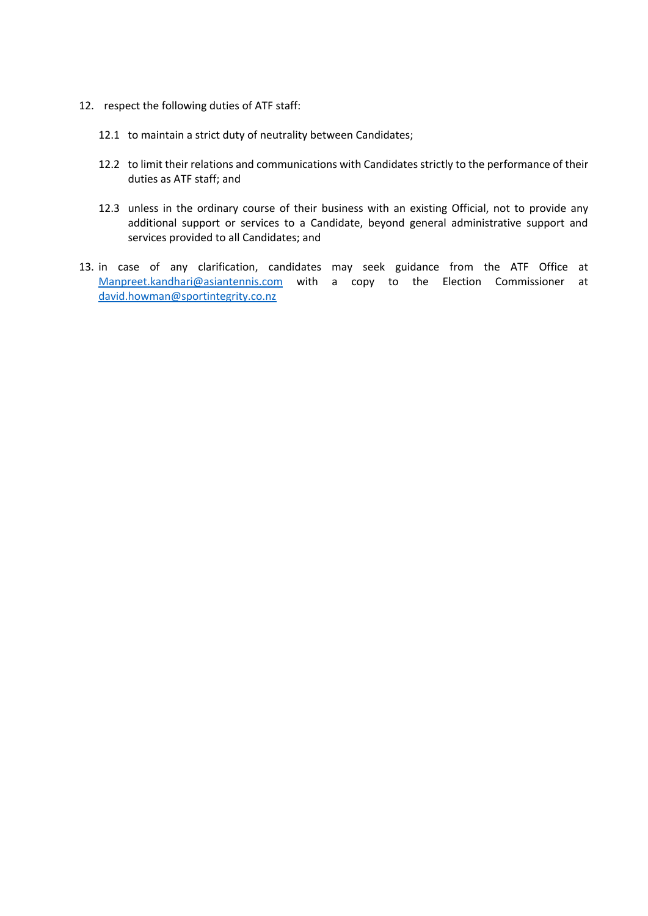12. respect the following duties of ATF staff:

    12.1 to maintain a strict duty of neutrality between Candidates;

    12.2 to limit their relations and communications with Candidates strictly to the performance of their duties as ATF staff; and

    12.3 unless in the ordinary course of their business with an existing Official, not to provide any additional support or services to a Candidate, beyond general administrative support and services provided to all Candidates; and

13. in case of any clarification, candidates may seek guidance from the ATF Office at Manpreet.kandhari@asiantennis.com with a copy to the Election Commissioner at david.howman@sportintegrity.co.nz